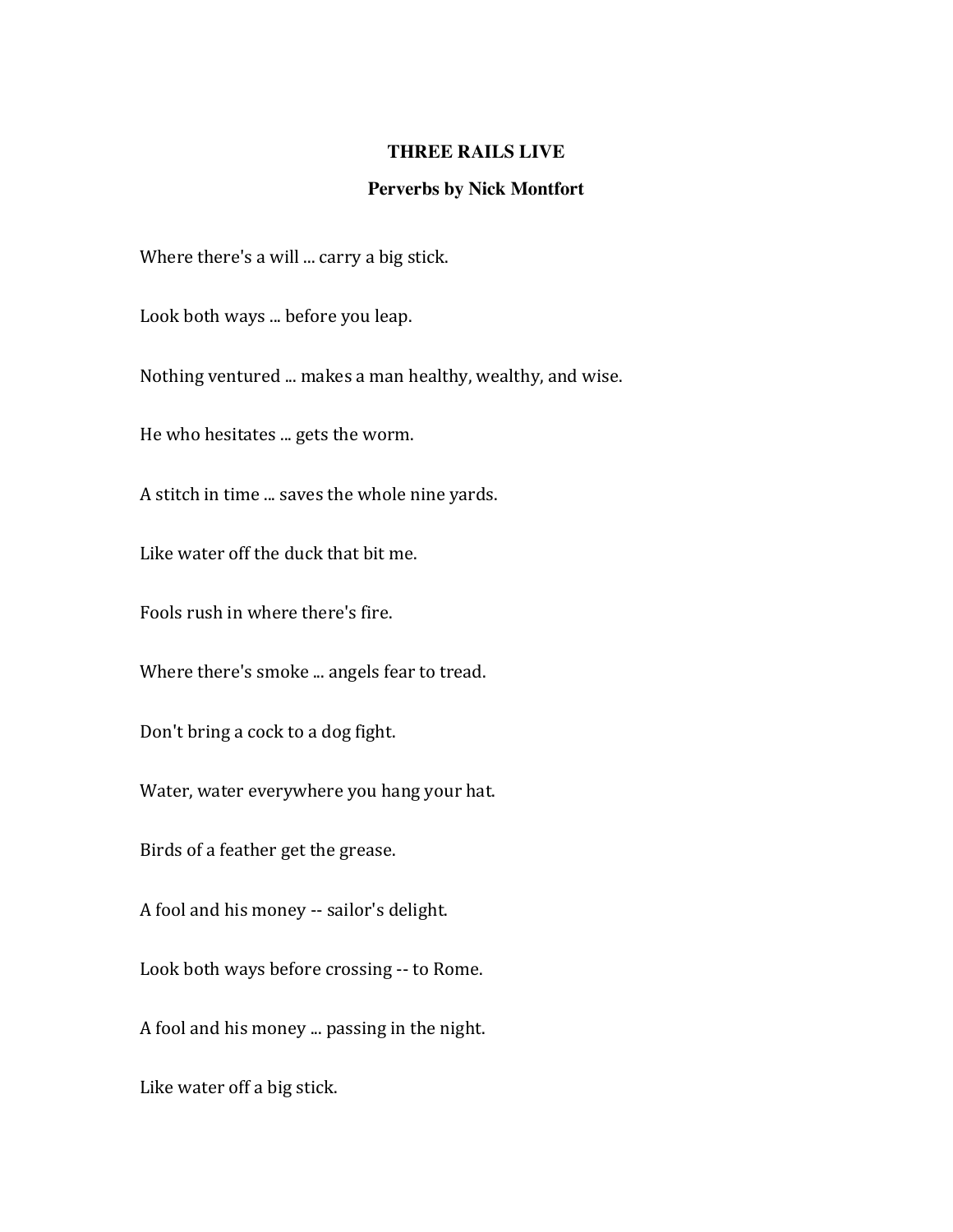# THREE RAILS LIVE

## Perverbs by Nick Montfort

Where there's a will ... carry a big stick.

Look both ways ... before you leap.

Nothing ventured ... makes a man healthy, wealthy, and wise.

He who hesitates ... gets the worm.

A stitch in time ... saves the whole nine yards.

Like water off the duck that bit me.

Fools rush in where there's fire.

Where there's smoke ... angels fear to tread.

Don't bring a cock to a dog fight.

Water, water everywhere you hang your hat.

Birds of a feather get the grease.

A fool and his money -- sailor's delight.

Look both ways before crossing -- to Rome.

A fool and his money ... passing in the night.

Like water off a big stick.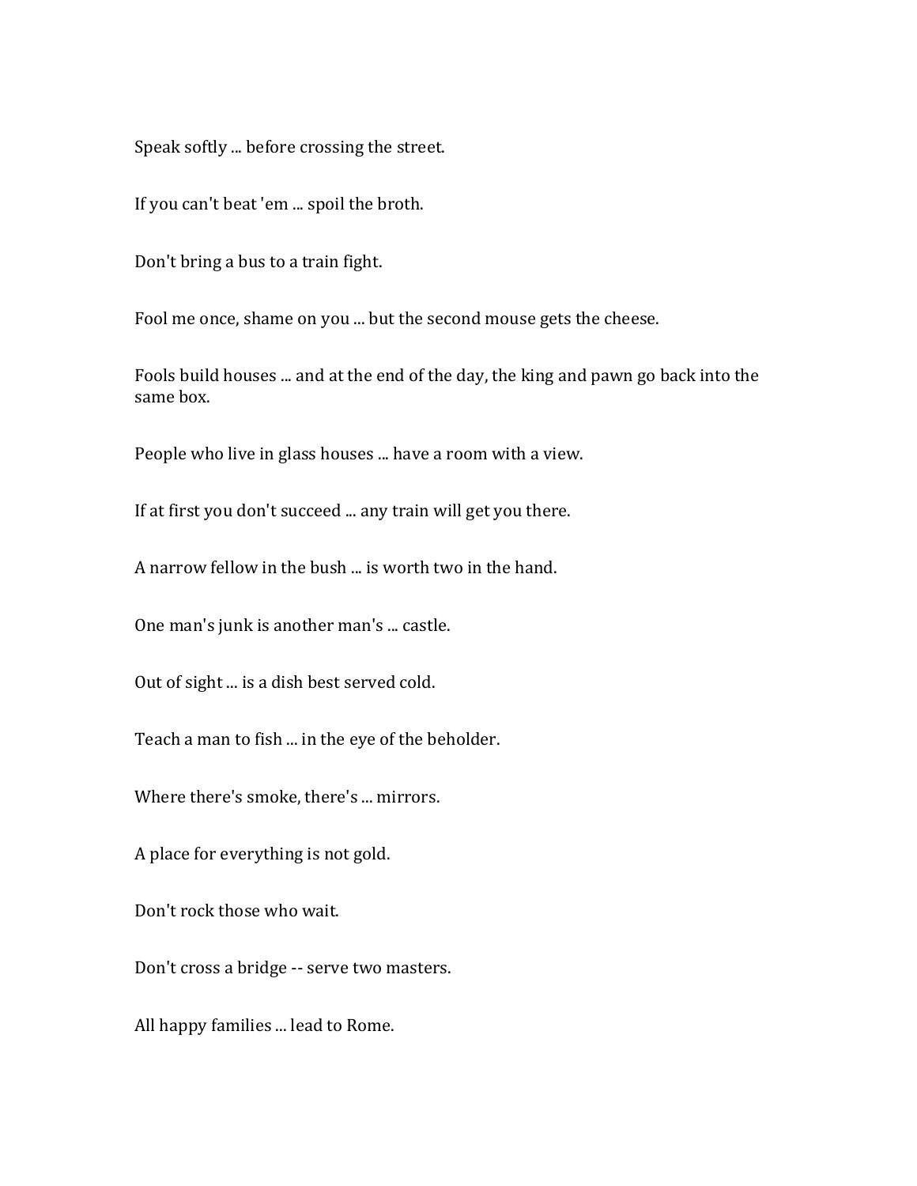Speak softly ... before crossing the street.

If you can't beat 'em ... spoil the broth.

Don't bring a bus to a train fight.

Fool me once, shame on you ... but the second mouse gets the cheese.

Fools build houses ... and at the end of the day, the king and pawn go back into the same box.

People who live in glass houses ... have a room with a view.

If at first you don't succeed ... any train will get you there.

A narrow fellow in the bush ... is worth two in the hand.

One man's junk is another man's ... castle.

Out of sight ... is a dish best served cold.

Teach a man to fish ... in the eye of the beholder.

Where there's smoke, there's ... mirrors.

A place for everything is not gold.

Don't rock those who wait.

Don't cross a bridge -- serve two masters.

All happy families ... lead to Rome.